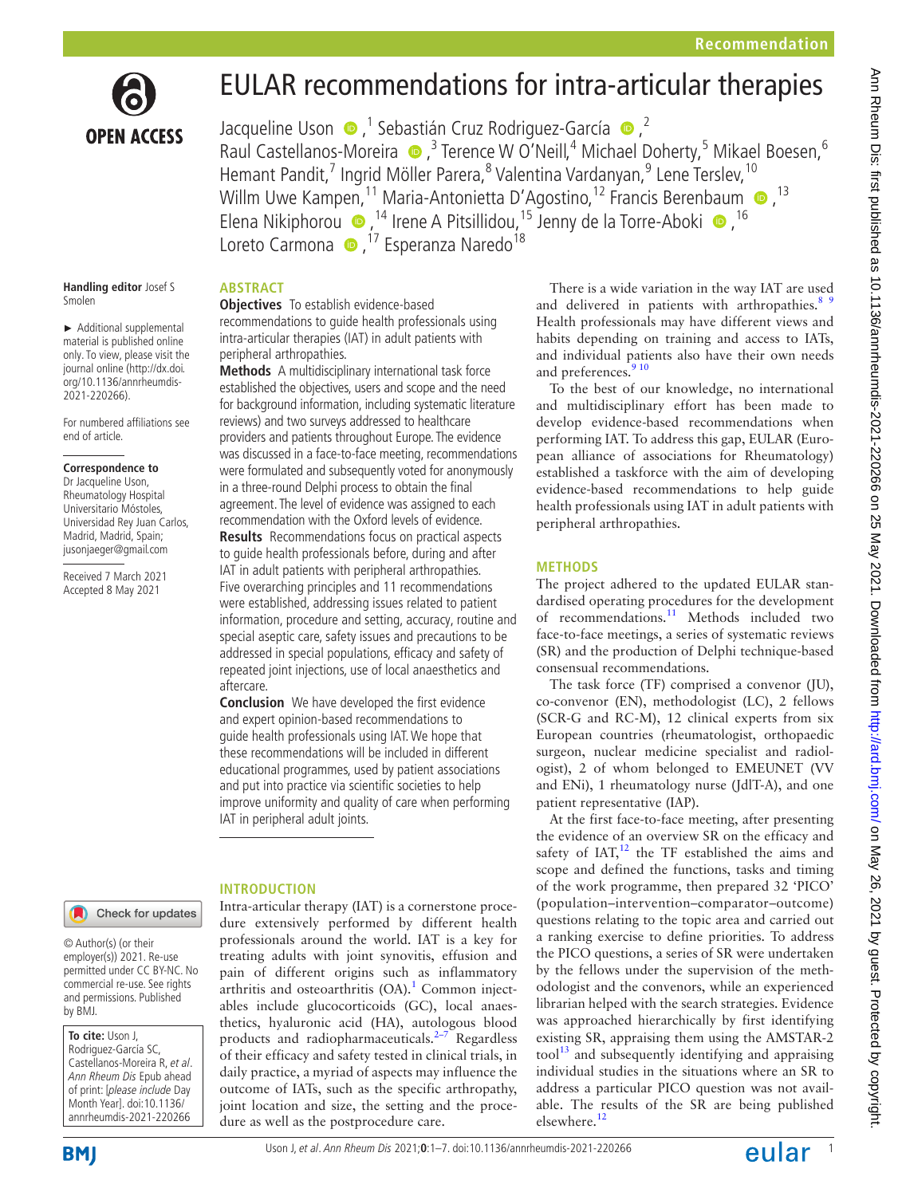# EULAR recommendations for intra-articular therapies

Jacqueline Uson,[1] Sebastián Cruz Rodriguez-García,[2] Raul Castellanos-Moreira,[3] Terence W O'Neill,[4] Michael Doherty,[5] Mikael Boesen,[6] Hemant Pandit,[7] Ingrid Möller Parera,[8] Valentina Vardanyan,[9] Lene Terslev,[10] Willm Uwe Kampen,[11] Maria-Antonietta D'Agostino,[12] Francis Berenbaum,[13] Elena Nikiphorou,[14] Irene A Pitsillidou,[15] Jenny de la Torre-Aboki,[16] Loreto Carmona,[17] Esperanza Naredo[18]

**Handling editor** Josef S Smolen

► Additional supplemental material is published online only. To view, please visit the journal online (http://dx.doi.org/10.1136/annrheumdis-2021-220266).

For numbered affiliations see end of article.

**Correspondence to**
Dr Jacqueline Uson, Rheumatology Hospital Universitario Móstoles, Universidad Rey Juan Carlos, Madrid, Madrid, Spain; jusonjaeger@gmail.com

Received 7 March 2021
Accepted 8 May 2021

© Author(s) (or their employer(s)) 2021. Re-use permitted under CC BY-NC. No commercial re-use. See rights and permissions. Published by BMJ.

**To cite:** Uson J, Rodriguez-García SC, Castellanos-Moreira R, *et al*. *Ann Rheum Dis* Epub ahead of print: [*please include* Day Month Year]. doi:10.1136/annrheumdis-2021-220266

## ABSTRACT

**Objectives** To establish evidence-based recommendations to guide health professionals using intra-articular therapies (IAT) in adult patients with peripheral arthropathies.

**Methods** A multidisciplinary international task force established the objectives, users and scope and the need for background information, including systematic literature reviews) and two surveys addressed to healthcare providers and patients throughout Europe. The evidence was discussed in a face-to-face meeting, recommendations were formulated and subsequently voted for anonymously in a three-round Delphi process to obtain the final agreement. The level of evidence was assigned to each recommendation with the Oxford levels of evidence.

**Results** Recommendations focus on practical aspects to guide health professionals before, during and after IAT in adult patients with peripheral arthropathies. Five overarching principles and 11 recommendations were established, addressing issues related to patient information, procedure and setting, accuracy, routine and special aseptic care, safety issues and precautions to be addressed in special populations, efficacy and safety of repeated joint injections, use of local anaesthetics and aftercare.

**Conclusion** We have developed the first evidence and expert opinion-based recommendations to guide health professionals using IAT. We hope that these recommendations will be included in different educational programmes, used by patient associations and put into practice via scientific societies to help improve uniformity and quality of care when performing IAT in peripheral adult joints.

## INTRODUCTION

Intra-articular therapy (IAT) is a cornerstone procedure extensively performed by different health professionals around the world. IAT is a key for treating adults with joint synovitis, effusion and pain of different origins such as inflammatory arthritis and osteoarthritis (OA).[1] Common injectables include glucocorticoids (GC), local anaesthetics, hyaluronic acid (HA), autologous blood products and radiopharmaceuticals.[2–7] Regardless of their efficacy and safety tested in clinical trials, in daily practice, a myriad of aspects may influence the outcome of IATs, such as the specific arthropathy, joint location and size, the setting and the procedure as well as the postprocedure care.

There is a wide variation in the way IAT are used and delivered in patients with arthropathies.[8 9] Health professionals may have different views and habits depending on training and access to IATs, and individual patients also have their own needs and preferences.[9 10]

To the best of our knowledge, no international and multidisciplinary effort has been made to develop evidence-based recommendations when performing IAT. To address this gap, EULAR (European alliance of associations for Rheumatology) established a taskforce with the aim of developing evidence-based recommendations to help guide health professionals using IAT in adult patients with peripheral arthropathies.

## METHODS

The project adhered to the updated EULAR standardised operating procedures for the development of recommendations.[11] Methods included two face-to-face meetings, a series of systematic reviews (SR) and the production of Delphi technique-based consensual recommendations.

The task force (TF) comprised a convenor (JU), co-convenor (EN), methodologist (LC), 2 fellows (SCR-G and RC-M), 12 clinical experts from six European countries (rheumatologist, orthopaedic surgeon, nuclear medicine specialist and radiologist), 2 of whom belonged to EMEUNET (VV and ENi), 1 rheumatology nurse (JdlT-A), and one patient representative (IAP).

At the first face-to-face meeting, after presenting the evidence of an overview SR on the efficacy and safety of IAT,[12] the TF established the aims and scope and defined the functions, tasks and timing of the work programme, then prepared 32 'PICO' (population–intervention–comparator–outcome) questions relating to the topic area and carried out a ranking exercise to define priorities. To address the PICO questions, a series of SR were undertaken by the fellows under the supervision of the methodologist and the convenors, while an experienced librarian helped with the search strategies. Evidence was approached hierarchically by first identifying existing SR, appraising them using the AMSTAR-2 tool[13] and subsequently identifying and appraising individual studies in the situations where an SR to address a particular PICO question was not available. The results of the SR are being published elsewhere.[12]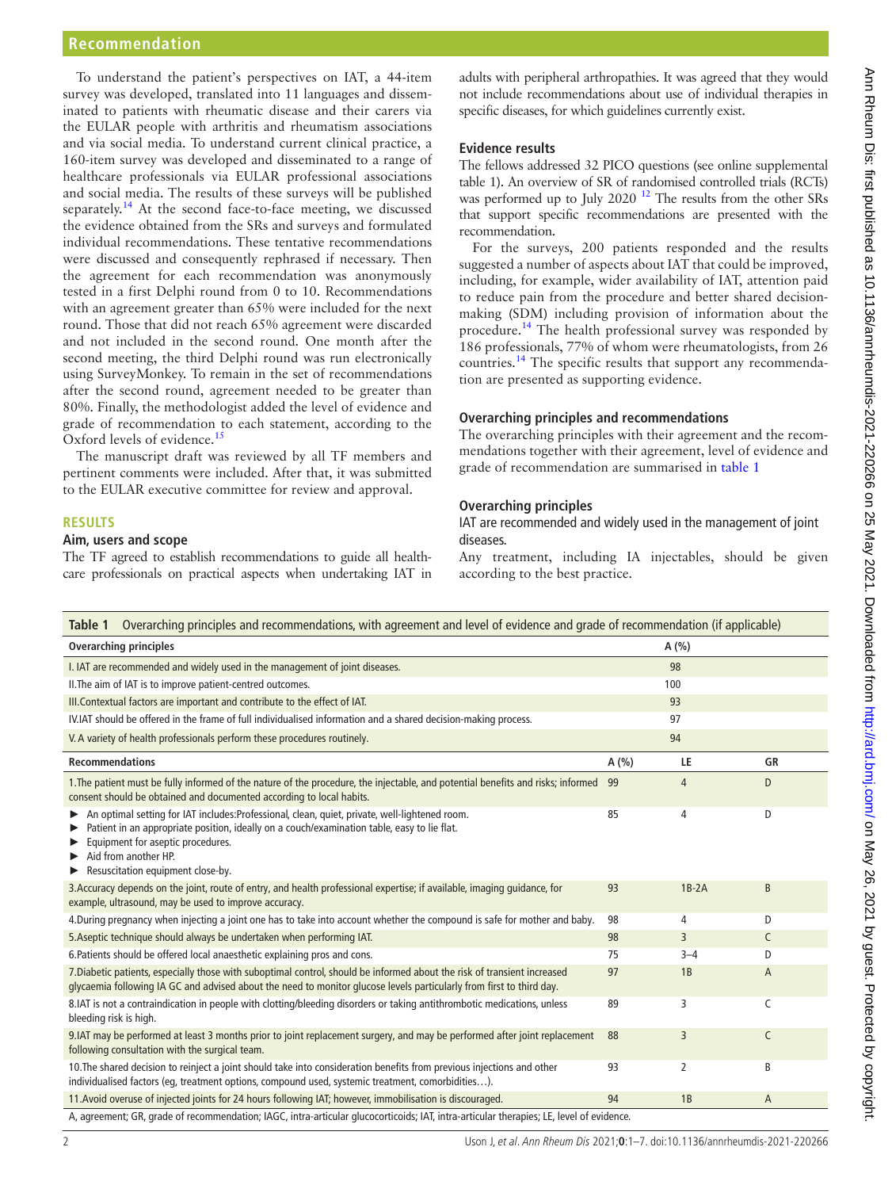To understand the patient's perspectives on IAT, a 44-item survey was developed, translated into 11 languages and disseminated to patients with rheumatic disease and their carers via the EULAR people with arthritis and rheumatism associations and via social media. To understand current clinical practice, a 160-item survey was developed and disseminated to a range of healthcare professionals via EULAR professional associations and social media. The results of these surveys will be published separately.[14] At the second face-to-face meeting, we discussed the evidence obtained from the SRs and surveys and formulated individual recommendations. These tentative recommendations were discussed and consequently rephrased if necessary. Then the agreement for each recommendation was anonymously tested in a first Delphi round from 0 to 10. Recommendations with an agreement greater than 65% were included for the next round. Those that did not reach 65% agreement were discarded and not included in the second round. One month after the second meeting, the third Delphi round was run electronically using SurveyMonkey. To remain in the set of recommendations after the second round, agreement needed to be greater than 80%. Finally, the methodologist added the level of evidence and grade of recommendation to each statement, according to the Oxford levels of evidence.[15]

The manuscript draft was reviewed by all TF members and pertinent comments were included. After that, it was submitted to the EULAR executive committee for review and approval.

## RESULTS

### Aim, users and scope

The TF agreed to establish recommendations to guide all healthcare professionals on practical aspects when undertaking IAT in adults with peripheral arthropathies. It was agreed that they would not include recommendations about use of individual therapies in specific diseases, for which guidelines currently exist.

### Evidence results

The fellows addressed 32 PICO questions (see online supplemental table 1). An overview of SR of randomised controlled trials (RCTs) was performed up to July 2020 [12] The results from the other SRs that support specific recommendations are presented with the recommendation.

For the surveys, 200 patients responded and the results suggested a number of aspects about IAT that could be improved, including, for example, wider availability of IAT, attention paid to reduce pain from the procedure and better shared decision-making (SDM) including provision of information about the procedure.[14] The health professional survey was responded by 186 professionals, 77% of whom were rheumatologists, from 26 countries.[14] The specific results that support any recommendation are presented as supporting evidence.

### Overarching principles and recommendations

The overarching principles with their agreement and the recommendations together with their agreement, level of evidence and grade of recommendation are summarised in table 1

### Overarching principles

IAT are recommended and widely used in the management of joint diseases.

Any treatment, including IA injectables, should be given according to the best practice.

**Table 1** Overarching principles and recommendations, with agreement and level of evidence and grade of recommendation (if applicable)

| Overarching principles | A (%) | | |
|---|---|---|---|
| I. IAT are recommended and widely used in the management of joint diseases. | 98 | | |
| II.The aim of IAT is to improve patient-centred outcomes. | 100 | | |
| III.Contextual factors are important and contribute to the effect of IAT. | 93 | | |
| IV.IAT should be offered in the frame of full individualised information and a shared decision-making process. | 97 | | |
| V. A variety of health professionals perform these procedures routinely. | 94 | | |
| **Recommendations** | **A (%)** | **LE** | **GR** |
| 1.The patient must be fully informed of the nature of the procedure, the injectable, and potential benefits and risks; informed consent should be obtained and documented according to local habits. | 99 | 4 | D |
| ► An optimal setting for IAT includes:Professional, clean, quiet, private, well-lightened room. ► Patient in an appropriate position, ideally on a couch/examination table, easy to lie flat. ► Equipment for aseptic procedures. ► Aid from another HP. ► Resuscitation equipment close-by. | 85 | 4 | D |
| 3.Accuracy depends on the joint, route of entry, and health professional expertise; if available, imaging guidance, for example, ultrasound, may be used to improve accuracy. | 93 | 1B-2A | B |
| 4.During pregnancy when injecting a joint one has to take into account whether the compound is safe for mother and baby. | 98 | 4 | D |
| 5.Aseptic technique should always be undertaken when performing IAT. | 98 | 3 | C |
| 6.Patients should be offered local anaesthetic explaining pros and cons. | 75 | 3–4 | D |
| 7.Diabetic patients, especially those with suboptimal control, should be informed about the risk of transient increased glycaemia following IA GC and advised about the need to monitor glucose levels particularly from first to third day. | 97 | 1B | A |
| 8.IAT is not a contraindication in people with clotting/bleeding disorders or taking antithrombotic medications, unless bleeding risk is high. | 89 | 3 | C |
| 9.IAT may be performed at least 3 months prior to joint replacement surgery, and may be performed after joint replacement following consultation with the surgical team. | 88 | 3 | C |
| 10.The shared decision to reinject a joint should take into consideration benefits from previous injections and other individualised factors (eg, treatment options, compound used, systemic treatment, comorbidities…). | 93 | 2 | B |
| 11.Avoid overuse of injected joints for 24 hours following IAT; however, immobilisation is discouraged. | 94 | 1B | A |

A, agreement; GR, grade of recommendation; IAGC, intra-articular glucocorticoids; IAT, intra-articular therapies; LE, level of evidence.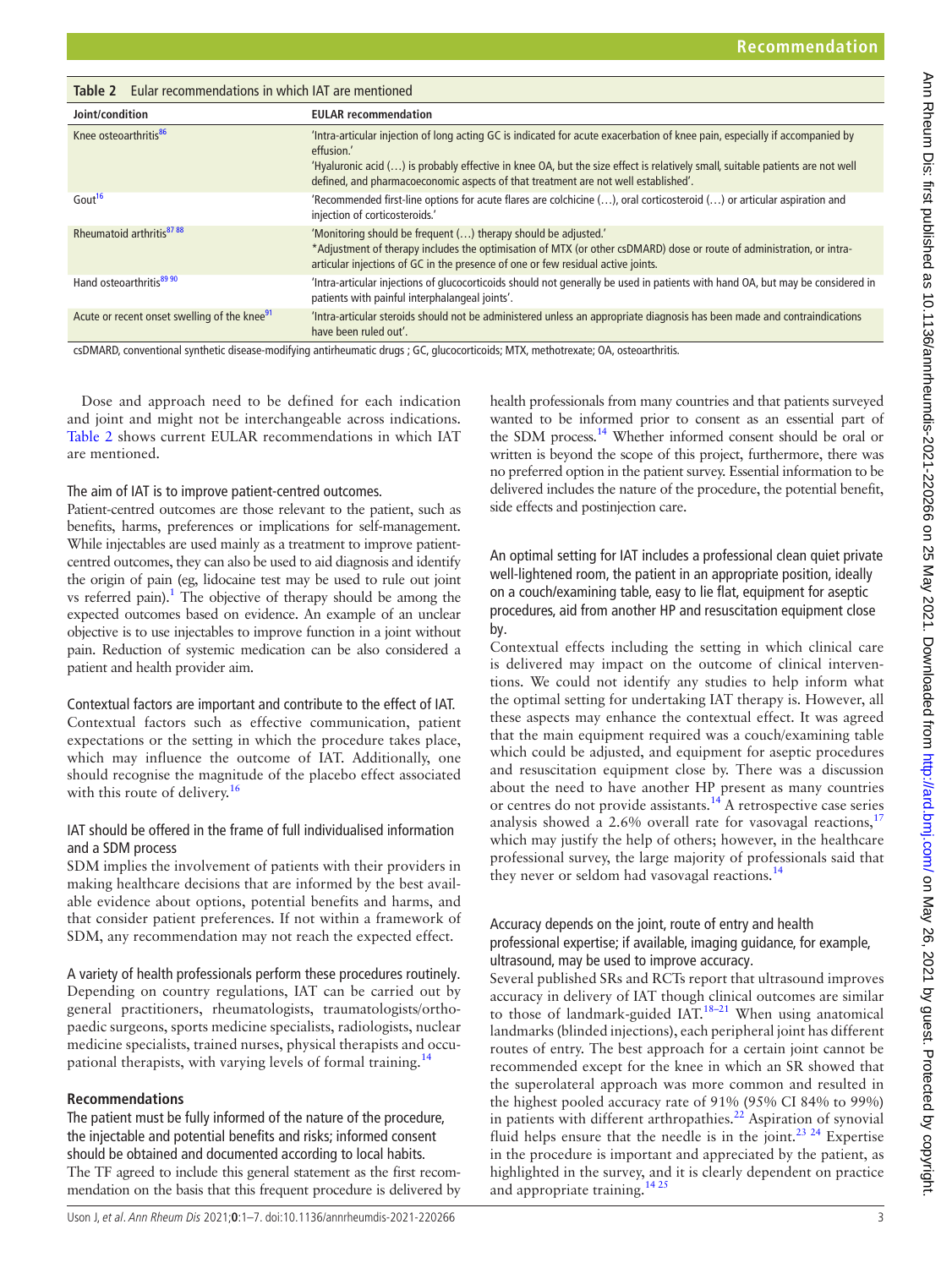**Table 2** Eular recommendations in which IAT are mentioned

| Joint/condition | EULAR recommendation |
|---|---|
| Knee osteoarthritis[86] | 'Intra-articular injection of long acting GC is indicated for acute exacerbation of knee pain, especially if accompanied by effusion.' 'Hyaluronic acid (…) is probably effective in knee OA, but the size effect is relatively small, suitable patients are not well defined, and pharmacoeconomic aspects of that treatment are not well established'. |
| Gout[16] | 'Recommended first-line options for acute flares are colchicine (…), oral corticosteroid (…) or articular aspiration and injection of corticosteroids.' |
| Rheumatoid arthritis[87 88] | 'Monitoring should be frequent (…) therapy should be adjusted.' *Adjustment of therapy includes the optimisation of MTX (or other csDMARD) dose or route of administration, or intra-articular injections of GC in the presence of one or few residual active joints. |
| Hand osteoarthritis[89 90] | 'Intra-articular injections of glucocorticoids should not generally be used in patients with hand OA, but may be considered in patients with painful interphalangeal joints'. |
| Acute or recent onset swelling of the knee[91] | 'Intra-articular steroids should not be administered unless an appropriate diagnosis has been made and contraindications have been ruled out'. |

csDMARD, conventional synthetic disease-modifying antirheumatic drugs ; GC, glucocorticoids; MTX, methotrexate; OA, osteoarthritis.

Dose and approach need to be defined for each indication and joint and might not be interchangeable across indications. Table 2 shows current EULAR recommendations in which IAT are mentioned.

### The aim of IAT is to improve patient-centred outcomes.

Patient-centred outcomes are those relevant to the patient, such as benefits, harms, preferences or implications for self-management. While injectables are used mainly as a treatment to improve patient-centred outcomes, they can also be used to aid diagnosis and identify the origin of pain (eg, lidocaine test may be used to rule out joint vs referred pain).[1] The objective of therapy should be among the expected outcomes based on evidence. An example of an unclear objective is to use injectables to improve function in a joint without pain. Reduction of systemic medication can be also considered a patient and health provider aim.

### Contextual factors are important and contribute to the effect of IAT.

Contextual factors such as effective communication, patient expectations or the setting in which the procedure takes place, which may influence the outcome of IAT. Additionally, one should recognise the magnitude of the placebo effect associated with this route of delivery.[16]

### IAT should be offered in the frame of full individualised information and a SDM process

SDM implies the involvement of patients with their providers in making healthcare decisions that are informed by the best available evidence about options, potential benefits and harms, and that consider patient preferences. If not within a framework of SDM, any recommendation may not reach the expected effect.

### A variety of health professionals perform these procedures routinely.

Depending on country regulations, IAT can be carried out by general practitioners, rheumatologists, traumatologists/orthopaedic surgeons, sports medicine specialists, radiologists, nuclear medicine specialists, trained nurses, physical therapists and occupational therapists, with varying levels of formal training.[14]

## Recommendations

### The patient must be fully informed of the nature of the procedure, the injectable and potential benefits and risks; informed consent should be obtained and documented according to local habits.

The TF agreed to include this general statement as the first recommendation on the basis that this frequent procedure is delivered by health professionals from many countries and that patients surveyed wanted to be informed prior to consent as an essential part of the SDM process.[14] Whether informed consent should be oral or written is beyond the scope of this project, furthermore, there was no preferred option in the patient survey. Essential information to be delivered includes the nature of the procedure, the potential benefit, side effects and postinjection care.

### An optimal setting for IAT includes a professional clean quiet private well-lightened room, the patient in an appropriate position, ideally on a couch/examining table, easy to lie flat, equipment for aseptic procedures, aid from another HP and resuscitation equipment close by.

Contextual effects including the setting in which clinical care is delivered may impact on the outcome of clinical interventions. We could not identify any studies to help inform what the optimal setting for undertaking IAT therapy is. However, all these aspects may enhance the contextual effect. It was agreed that the main equipment required was a couch/examining table which could be adjusted, and equipment for aseptic procedures and resuscitation equipment close by. There was a discussion about the need to have another HP present as many countries or centres do not provide assistants.[14] A retrospective case series analysis showed a 2.6% overall rate for vasovagal reactions,[17] which may justify the help of others; however, in the healthcare professional survey, the large majority of professionals said that they never or seldom had vasovagal reactions.[14]

### Accuracy depends on the joint, route of entry and health professional expertise; if available, imaging guidance, for example, ultrasound, may be used to improve accuracy.

Several published SRs and RCTs report that ultrasound improves accuracy in delivery of IAT though clinical outcomes are similar to those of landmark-guided IAT.[18–21] When using anatomical landmarks (blinded injections), each peripheral joint has different routes of entry. The best approach for a certain joint cannot be recommended except for the knee in which an SR showed that the superolateral approach was more common and resulted in the highest pooled accuracy rate of 91% (95% CI 84% to 99%) in patients with different arthropathies.[22] Aspiration of synovial fluid helps ensure that the needle is in the joint.[23 24] Expertise in the procedure is important and appreciated by the patient, as highlighted in the survey, and it is clearly dependent on practice and appropriate training.[14 25]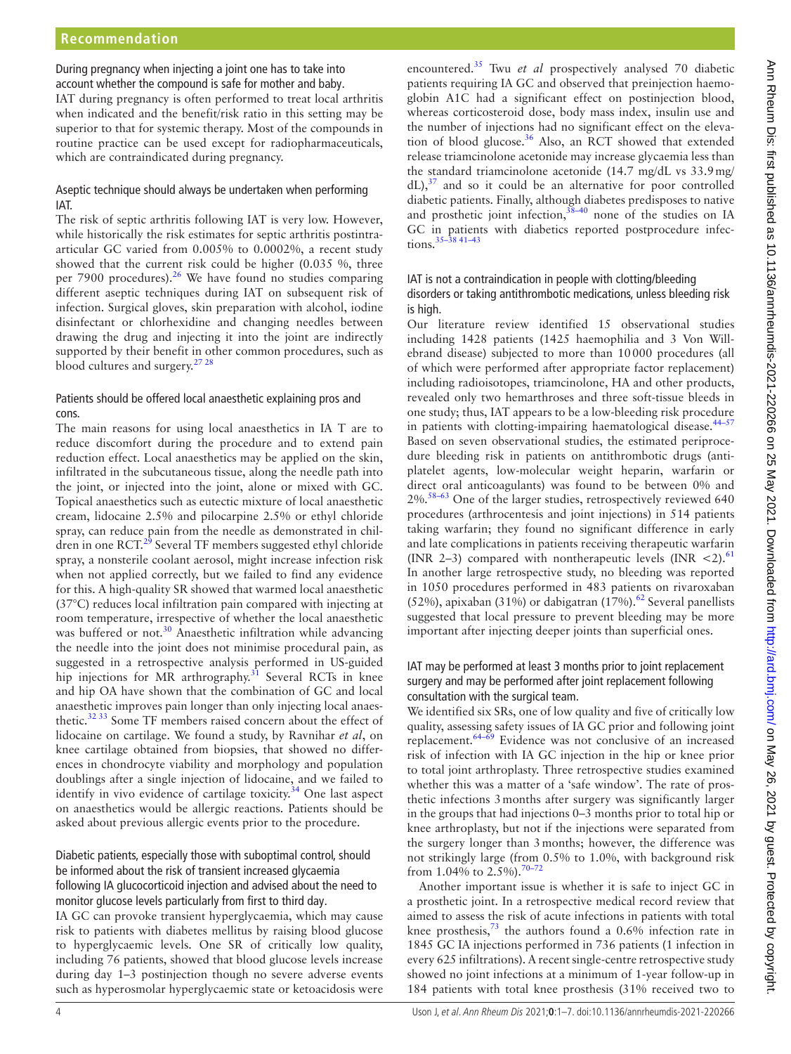During pregnancy when injecting a joint one has to take into account whether the compound is safe for mother and baby.

IAT during pregnancy is often performed to treat local arthritis when indicated and the benefit/risk ratio in this setting may be superior to that for systemic therapy. Most of the compounds in routine practice can be used except for radiopharmaceuticals, which are contraindicated during pregnancy.

Aseptic technique should always be undertaken when performing IAT.

The risk of septic arthritis following IAT is very low. However, while historically the risk estimates for septic arthritis postintra-articular GC varied from 0.005% to 0.0002%, a recent study showed that the current risk could be higher (0.035 %, three per 7900 procedures).[26] We have found no studies comparing different aseptic techniques during IAT on subsequent risk of infection. Surgical gloves, skin preparation with alcohol, iodine disinfectant or chlorhexidine and changing needles between drawing the drug and injecting it into the joint are indirectly supported by their benefit in other common procedures, such as blood cultures and surgery.[27 28]

Patients should be offered local anaesthetic explaining pros and cons.

The main reasons for using local anaesthetics in IA T are to reduce discomfort during the procedure and to extend pain reduction effect. Local anaesthetics may be applied on the skin, infiltrated in the subcutaneous tissue, along the needle path into the joint, or injected into the joint, alone or mixed with GC. Topical anaesthetics such as eutectic mixture of local anaesthetic cream, lidocaine 2.5% and pilocarpine 2.5% or ethyl chloride spray, can reduce pain from the needle as demonstrated in children in one RCT.[29] Several TF members suggested ethyl chloride spray, a nonsterile coolant aerosol, might increase infection risk when not applied correctly, but we failed to find any evidence for this. A high-quality SR showed that warmed local anaesthetic (37°C) reduces local infiltration pain compared with injecting at room temperature, irrespective of whether the local anaesthetic was buffered or not.[30] Anaesthetic infiltration while advancing the needle into the joint does not minimise procedural pain, as suggested in a retrospective analysis performed in US-guided hip injections for MR arthrography.[31] Several RCTs in knee and hip OA have shown that the combination of GC and local anaesthetic improves pain longer than only injecting local anaesthetic.[32 33] Some TF members raised concern about the effect of lidocaine on cartilage. We found a study, by Ravnihar *et al*, on knee cartilage obtained from biopsies, that showed no differences in chondrocyte viability and morphology and population doublings after a single injection of lidocaine, and we failed to identify in vivo evidence of cartilage toxicity.[34] One last aspect on anaesthetics would be allergic reactions. Patients should be asked about previous allergic events prior to the procedure.

Diabetic patients, especially those with suboptimal control, should be informed about the risk of transient increased glycaemia following IA glucocorticoid injection and advised about the need to monitor glucose levels particularly from first to third day.

IA GC can provoke transient hyperglycaemia, which may cause risk to patients with diabetes mellitus by raising blood glucose to hyperglycaemic levels. One SR of critically low quality, including 76 patients, showed that blood glucose levels increase during day 1–3 postinjection though no severe adverse events such as hyperosmolar hyperglycaemic state or ketoacidosis were encountered.[35] Twu *et al* prospectively analysed 70 diabetic patients requiring IA GC and observed that preinjection haemoglobin A1C had a significant effect on postinjection blood, whereas corticosteroid dose, body mass index, insulin use and the number of injections had no significant effect on the elevation of blood glucose.[36] Also, an RCT showed that extended release triamcinolone acetonide may increase glycaemia less than the standard triamcinolone acetonide (14.7 mg/dL vs 33.9 mg/dL),[37] and so it could be an alternative for poor controlled diabetic patients. Finally, although diabetes predisposes to native and prosthetic joint infection,[38–40] none of the studies on IA GC in patients with diabetics reported postprocedure infections.[35–38 41–43]

IAT is not a contraindication in people with clotting/bleeding disorders or taking antithrombotic medications, unless bleeding risk is high.

Our literature review identified 15 observational studies including 1428 patients (1425 haemophilia and 3 Von Willebrand disease) subjected to more than 10 000 procedures (all of which were performed after appropriate factor replacement) including radioisotopes, triamcinolone, HA and other products, revealed only two hemarthroses and three soft-tissue bleeds in one study; thus, IAT appears to be a low-bleeding risk procedure in patients with clotting-impairing haematological disease.[44–57] Based on seven observational studies, the estimated periprocedure bleeding risk in patients on antithrombotic drugs (antiplatelet agents, low-molecular weight heparin, warfarin or direct oral anticoagulants) was found to be between 0% and 2%.[58–63] One of the larger studies, retrospectively reviewed 640 procedures (arthrocentesis and joint injections) in 514 patients taking warfarin; they found no significant difference in early and late complications in patients receiving therapeutic warfarin (INR 2–3) compared with nontherapeutic levels (INR <2).[61] In another large retrospective study, no bleeding was reported in 1050 procedures performed in 483 patients on rivaroxaban (52%), apixaban (31%) or dabigatran (17%).[62] Several panellists suggested that local pressure to prevent bleeding may be more important after injecting deeper joints than superficial ones.

IAT may be performed at least 3 months prior to joint replacement surgery and may be performed after joint replacement following consultation with the surgical team.

We identified six SRs, one of low quality and five of critically low quality, assessing safety issues of IA GC prior and following joint replacement.[64–69] Evidence was not conclusive of an increased risk of infection with IA GC injection in the hip or knee prior to total joint arthroplasty. Three retrospective studies examined whether this was a matter of a 'safe window'. The rate of prosthetic infections 3 months after surgery was significantly larger in the groups that had injections 0–3 months prior to total hip or knee arthroplasty, but not if the injections were separated from the surgery longer than 3 months; however, the difference was not strikingly large (from 0.5% to 1.0%, with background risk from 1.04% to 2.5%).[70–72]

Another important issue is whether it is safe to inject GC in a prosthetic joint. In a retrospective medical record review that aimed to assess the risk of acute infections in patients with total knee prosthesis,[73] the authors found a 0.6% infection rate in 1845 GC IA injections performed in 736 patients (1 infection in every 625 infiltrations). A recent single-centre retrospective study showed no joint infections at a minimum of 1-year follow-up in 184 patients with total knee prosthesis (31% received two to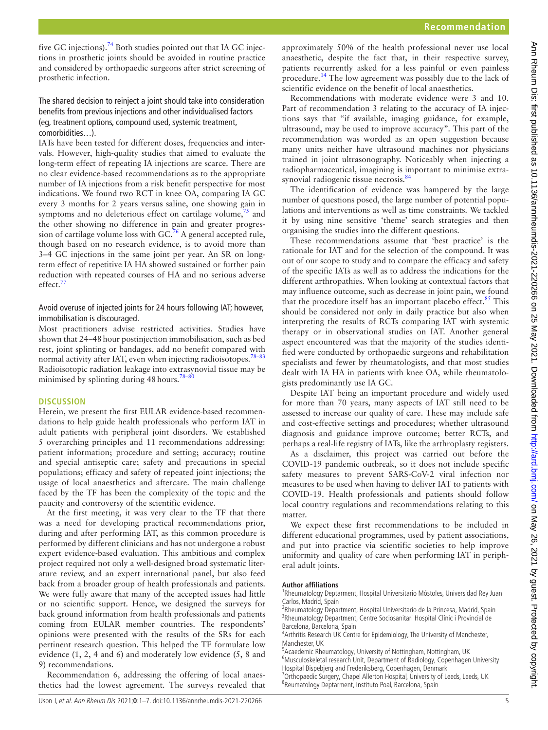five GC injections).[74] Both studies pointed out that IA GC injections in prosthetic joints should be avoided in routine practice and considered by orthopaedic surgeons after strict screening of prosthetic infection.

The shared decision to reinject a joint should take into consideration benefits from previous injections and other individualised factors (eg, treatment options, compound used, systemic treatment, comorbidities…).

IATs have been tested for different doses, frequencies and intervals. However, high-quality studies that aimed to evaluate the long-term effect of repeating IA injections are scarce. There are no clear evidence-based recommendations as to the appropriate number of IA injections from a risk benefit perspective for most indications. We found two RCT in knee OA, comparing IA GC every 3 months for 2 years versus saline, one showing gain in symptoms and no deleterious effect on cartilage volume,[75] and the other showing no difference in pain and greater progression of cartilage volume loss with GC.[76] A general accepted rule, though based on no research evidence, is to avoid more than 3–4 GC injections in the same joint per year. An SR on long-term effect of repetitive IA HA showed sustained or further pain reduction with repeated courses of HA and no serious adverse effect.[77]

Avoid overuse of injected joints for 24 hours following IAT; however, immobilisation is discouraged.

Most practitioners advise restricted activities. Studies have shown that 24–48 hour postinjection immobilisation, such as bed rest, joint splinting or bandages, add no benefit compared with normal activity after IAT, even when injecting radioisotopes.[78–83] Radioisotopic radiation leakage into extrasynovial tissue may be minimised by splinting during 48 hours.[78–80]

## DISCUSSION

Herein, we present the first EULAR evidence-based recommendations to help guide health professionals who perform IAT in adult patients with peripheral joint disorders. We established 5 overarching principles and 11 recommendations addressing: patient information; procedure and setting; accuracy; routine and special antiseptic care; safety and precautions in special populations; efficacy and safety of repeated joint injections; the usage of local anaesthetics and aftercare. The main challenge faced by the TF has been the complexity of the topic and the paucity and controversy of the scientific evidence.

At the first meeting, it was very clear to the TF that there was a need for developing practical recommendations prior, during and after performing IAT, as this common procedure is performed by different clinicians and has not undergone a robust expert evidence-based evaluation. This ambitious and complex project required not only a well-designed broad systematic literature review, and an expert international panel, but also feed back from a broader group of health professionals and patients. We were fully aware that many of the accepted issues had little or no scientific support. Hence, we designed the surveys for back ground information from health professionals and patients coming from EULAR member countries. The respondents' opinions were presented with the results of the SRs for each pertinent research question. This helped the TF formulate low evidence (1, 2, 4 and 6) and moderately low evidence (5, 8 and 9) recommendations.

Recommendation 6, addressing the offering of local anaesthetics had the lowest agreement. The surveys revealed that approximately 50% of the health professional never use local anaesthetic, despite the fact that, in their respective survey, patients recurrently asked for a less painful or even painless procedure.[14] The low agreement was possibly due to the lack of scientific evidence on the benefit of local anaesthetics.

Recommendations with moderate evidence were 3 and 10. Part of recommendation 3 relating to the accuracy of IA injections says that "if available, imaging guidance, for example, ultrasound, may be used to improve accuracy". This part of the recommendation was worded as an open suggestion because many units neither have ultrasound machines nor physicians trained in joint ultrasonography. Noticeably when injecting a radiopharmaceutical, imagining is important to minimise extrasynovial radiogenic tissue necrosis.[84]

The identification of evidence was hampered by the large number of questions posed, the large number of potential populations and interventions as well as time constraints. We tackled it by using nine sensitive 'theme' search strategies and then organising the studies into the different questions.

These recommendations assume that 'best practice' is the rationale for IAT and for the selection of the compound. It was out of our scope to study and to compare the efficacy and safety of the specific IATs as well as to address the indications for the different arthropathies. When looking at contextual factors that may influence outcome, such as decrease in joint pain, we found that the procedure itself has an important placebo effect.[85] This should be considered not only in daily practice but also when interpreting the results of RCTs comparing IAT with systemic therapy or in observational studies on IAT. Another general aspect encountered was that the majority of the studies identified were conducted by orthopaedic surgeons and rehabilitation specialists and fewer by rheumatologists, and that most studies dealt with IA HA in patients with knee OA, while rheumatologists predominantly use IA GC.

Despite IAT being an important procedure and widely used for more than 70 years, many aspects of IAT still need to be assessed to increase our quality of care. These may include safe and cost-effective settings and procedures; whether ultrasound diagnosis and guidance improve outcome; better RCTs, and perhaps a real-life registry of IATs, like the arthroplasty registers.

As a disclaimer, this project was carried out before the COVID-19 pandemic outbreak, so it does not include specific safety measures to prevent SARS-CoV-2 viral infection nor measures to be used when having to deliver IAT to patients with COVID-19. Health professionals and patients should follow local country regulations and recommendations relating to this matter.

We expect these first recommendations to be included in different educational programmes, used by patient associations, and put into practice via scientific societies to help improve uniformity and quality of care when performing IAT in peripheral adult joints.

**Author affiliations**

[1]Rheumatology Deptarment, Hospital Universitario Móstoles, Universidad Rey Juan Carlos, Madrid, Spain
[2]Rheumatology Department, Hospital Universitario de la Princesa, Madrid, Spain
[3]Rheumatology Department, Centre Sociosanitari Hospital Clínic i Provincial de Barcelona, Barcelona, Spain
[4]Arthritis Research UK Centre for Epidemiology, The University of Manchester, Manchester, UK
[5]Acaedemic Rheumatology, University of Nottingham, Nottingham, UK
[6]Musculoskeletal research Unit, Department of Radiology, Copenhagen University Hospital Bispebjerg and Frederiksberg, Copenhagen, Denmark
[7]Orthopaedic Surgery, Chapel Allerton Hospital, University of Leeds, Leeds, UK
[8]Reumatology Deptarment, Instituto Poal, Barcelona, Spain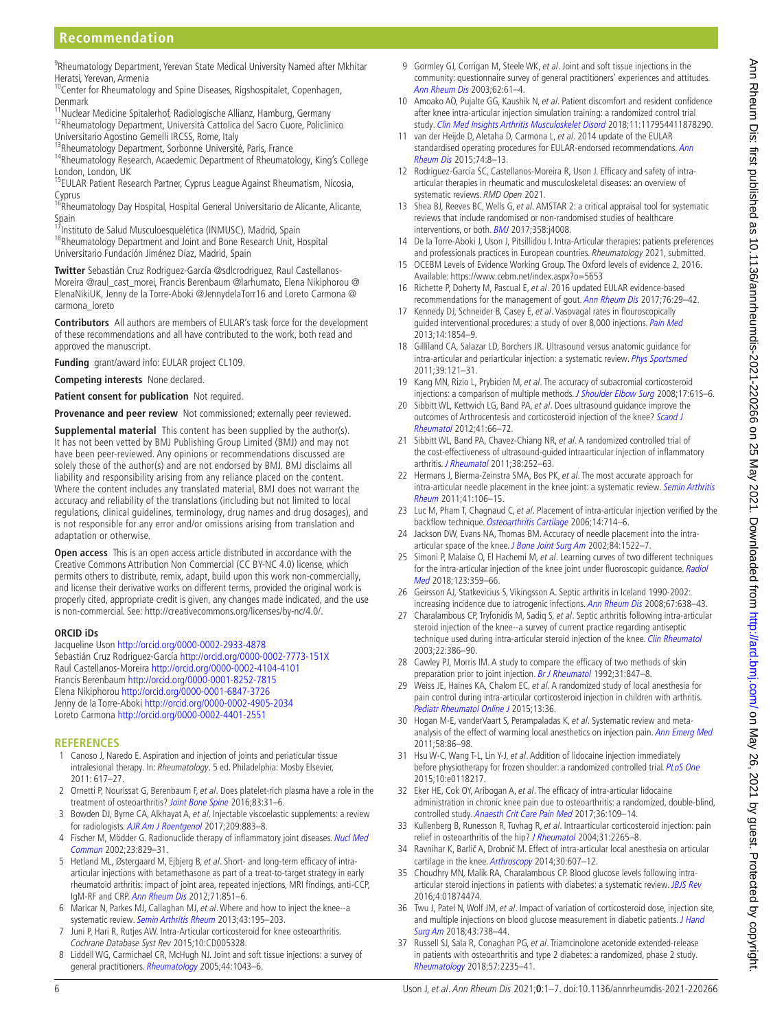[9]Rheumatology Department, Yerevan State Medical University Named after Mkhitar Heratsi, Yerevan, Armenia
[10]Center for Rheumatology and Spine Diseases, Rigshospitalet, Copenhagen, Denmark
[11]Nuclear Medicine Spitalerhof, Radiologische Allianz, Hamburg, Germany
[12]Rheumatology Department, Università Cattolica del Sacro Cuore, Policlinico Universitario Agostino Gemelli IRCSS, Rome, Italy
[13]Rheumatology Department, Sorbonne Université, Paris, France
[14]Rheumatology Research, Acaedemic Department of Rheumatology, King's College London, London, UK
[15]EULAR Patient Research Partner, Cyprus League Against Rheumatism, Nicosia, Cyprus
[16]Rheumatology Day Hospital, Hospital General Universitario de Alicante, Alicante, Spain
[17]Instituto de Salud Musculoesquelética (INMUSC), Madrid, Spain
[18]Rheumatology Department and Joint and Bone Research Unit, Hospital Universitario Fundación Jiménez Díaz, Madrid, Spain

**Twitter** Sebastián Cruz Rodriguez-García @sdlcrodriguez, Raul Castellanos-Moreira @raul_cast_morei, Francis Berenbaum @larhumato, Elena Nikiphorou @ElenaNikiUK, Jenny de la Torre-Aboki @JennydelaTorr16 and Loreto Carmona @carmona_loreto

**Contributors** All authors are members of EULAR's task force for the development of these recommendations and all have contributed to the work, both read and approved the manuscript.

**Funding** grant/award info: EULAR project CL109.

**Competing interests** None declared.

**Patient consent for publication** Not required.

**Provenance and peer review** Not commissioned; externally peer reviewed.

**Supplemental material** This content has been supplied by the author(s). It has not been vetted by BMJ Publishing Group Limited (BMJ) and may not have been peer-reviewed. Any opinions or recommendations discussed are solely those of the author(s) and are not endorsed by BMJ. BMJ disclaims all liability and responsibility arising from any reliance placed on the content. Where the content includes any translated material, BMJ does not warrant the accuracy and reliability of the translations (including but not limited to local regulations, clinical guidelines, terminology, drug names and drug dosages), and is not responsible for any error and/or omissions arising from translation and adaptation or otherwise.

**Open access** This is an open access article distributed in accordance with the Creative Commons Attribution Non Commercial (CC BY-NC 4.0) license, which permits others to distribute, remix, adapt, build upon this work non-commercially, and license their derivative works on different terms, provided the original work is properly cited, appropriate credit is given, any changes made indicated, and the use is non-commercial. See: http://creativecommons.org/licenses/by-nc/4.0/.

**ORCID iDs**

Jacqueline Uson http://orcid.org/0000-0002-2933-4878
Sebastián Cruz Rodriguez-García http://orcid.org/0000-0002-7773-151X
Raul Castellanos-Moreira http://orcid.org/0000-0002-4104-4101
Francis Berenbaum http://orcid.org/0000-0001-8252-7815
Elena Nikiphorou http://orcid.org/0000-0001-6847-3726
Jenny de la Torre-Aboki http://orcid.org/0000-0002-4905-2034
Loreto Carmona http://orcid.org/0000-0002-4401-2551

## REFERENCES

1. Canoso J, Naredo E. Aspiration and injection of joints and periarticular tissue intralesional therapy. In: *Rheumatology*. 5 ed. Philadelphia: Mosby Elsevier, 2011: 617–27.
2. Ornetti P, Nourissat G, Berenbaum F, *et al*. Does platelet-rich plasma have a role in the treatment of osteoarthritis? *Joint Bone Spine* 2016;83:31–6.
3. Bowden DJ, Byrne CA, Alkhayat A, *et al*. Injectable viscoelastic supplements: a review for radiologists. *AJR Am J Roentgenol* 2017;209:883–8.
4. Fischer M, Mödder G. Radionuclide therapy of inflammatory joint diseases. *Nucl Med Commun* 2002;23:829–31.
5. Hetland ML, Østergaard M, Ejbjerg B, *et al*. Short- and long-term efficacy of intra-articular injections with betamethasone as part of a treat-to-target strategy in early rheumatoid arthritis: impact of joint area, repeated injections, MRI findings, anti-CCP, IgM-RF and CRP. *Ann Rheum Dis* 2012;71:851–6.
6. Maricar N, Parkes MJ, Callaghan MJ, *et al*. Where and how to inject the knee--a systematic review. *Semin Arthritis Rheum* 2013;43:195–203.
7. Juni P, Hari R, Rutjes AW. Intra-Articular corticosteroid for knee osteoarthritis. *Cochrane Database Syst Rev* 2015;10:CD005328.
8. Liddell WG, Carmichael CR, McHugh NJ. Joint and soft tissue injections: a survey of general practitioners. *Rheumatology* 2005;44:1043–6.
9. Gormley GJ, Corrigan M, Steele WK, *et al*. Joint and soft tissue injections in the community: questionnaire survey of general practitioners' experiences and attitudes. *Ann Rheum Dis* 2003;62:61–4.
10. Amoako AO, Pujalte GG, Kaushik N, *et al*. Patient discomfort and resident confidence after knee intra-articular injection simulation training: a randomized control trial study. *Clin Med Insights Arthritis Musculoskelet Disord* 2018;11:117954411878290.
11. van der Heijde D, Aletaha D, Carmona L, *et al*. 2014 update of the EULAR standardised operating procedures for EULAR-endorsed recommendations. *Ann Rheum Dis* 2015;74:8–13.
12. Rodriguez-García SC, Castellanos-Moreira R, Uson J. Efficacy and safety of intra-articular therapies in rheumatic and musculoskeletal diseases: an overview of systematic reviews. *RMD Open* 2021.
13. Shea BJ, Reeves BC, Wells G, *et al*. AMSTAR 2: a critical appraisal tool for systematic reviews that include randomised or non-randomised studies of healthcare interventions, or both. *BMJ* 2017;358:j4008.
14. De la Torre-Aboki J, Uson J, Pitsillidou I. Intra-Articular therapies: patients preferences and professionals practices in European countries. *Rheumatology* 2021, submitted.
15. OCEBM Levels of Evidence Working Group. The Oxford levels of evidence 2, 2016. Available: https://www.cebm.net/index.aspx?o=5653
16. Richette P, Doherty M, Pascual E, *et al*. 2016 updated EULAR evidence-based recommendations for the management of gout. *Ann Rheum Dis* 2017;76:29–42.
17. Kennedy DJ, Schneider B, Casey E, *et al*. Vasovagal rates in flouroscopically guided interventional procedures: a study of over 8,000 injections. *Pain Med* 2013;14:1854–9.
18. Gilliland CA, Salazar LD, Borchers JR. Ultrasound versus anatomic guidance for intra-articular and periarticular injection: a systematic review. *Phys Sportsmed* 2011;39:121–31.
19. Kang MN, Rizio L, Prybicien M, *et al*. The accuracy of subacromial corticosteroid injections: a comparison of multiple methods. *J Shoulder Elbow Surg* 2008;17:61S–6.
20. Sibbitt WL, Kettwich LG, Band PA, *et al*. Does ultrasound guidance improve the outcomes of Arthrocentesis and corticosteroid injection of the knee? *Scand J Rheumatol* 2012;41:66–72.
21. Sibbitt WL, Band PA, Chavez-Chiang NR, *et al*. A randomized controlled trial of the cost-effectiveness of ultrasound-guided intraarticular injection of inflammatory arthritis. *J Rheumatol* 2011;38:252–63.
22. Hermans J, Bierma-Zeinstra SMA, Bos PK, *et al*. The most accurate approach for intra-articular needle placement in the knee joint: a systematic review. *Semin Arthritis Rheum* 2011;41:106–15.
23. Luc M, Pham T, Chagnaud C, *et al*. Placement of intra-articular injection verified by the backflow technique. *Osteoarthritis Cartilage* 2006;14:714–6.
24. Jackson DW, Evans NA, Thomas BM. Accuracy of needle placement into the intra-articular space of the knee. *J Bone Joint Surg Am* 2002;84:1522–7.
25. Simoni P, Malaise O, El Hachemi M, *et al*. Learning curves of two different techniques for the intra-articular injection of the knee joint under fluoroscopic guidance. *Radiol Med* 2018;123:359–66.
26. Geirsson AJ, Statkevicius S, Víkingsson A. Septic arthritis in Iceland 1990-2002: increasing incidence due to iatrogenic infections. *Ann Rheum Dis* 2008;67:638–43.
27. Charalambous CP, Tryfonidis M, Sadiq S, *et al*. Septic arthritis following intra-articular steroid injection of the knee--a survey of current practice regarding antiseptic technique used during intra-articular steroid injection of the knee. *Clin Rheumatol* 2003;22:386–90.
28. Cawley PJ, Morris IM. A study to compare the efficacy of two methods of skin preparation prior to joint injection. *Br J Rheumatol* 1992;31:847–8.
29. Weiss JE, Haines KA, Chalom EC, *et al*. A randomized study of local anesthesia for pain control during intra-articular corticosteroid injection in children with arthritis. *Pediatr Rheumatol Online J* 2015;13:36.
30. Hogan M-E, vanderVaart S, Perampaladas K, *et al*. Systematic review and meta-analysis of the effect of warming local anesthetics on injection pain. *Ann Emerg Med* 2011;58:86–98.
31. Hsu W-C, Wang T-L, Lin Y-J, *et al*. Addition of lidocaine injection immediately before physiotherapy for frozen shoulder: a randomized controlled trial. *PLoS One* 2015;10:e0118217.
32. Eker HE, Cok OY, Aribogan A, *et al*. The efficacy of intra-articular lidocaine administration in chronic knee pain due to osteoarthritis: a randomized, double-blind, controlled study. *Anaesth Crit Care Pain Med* 2017;36:109–14.
33. Kullenberg B, Runesson R, Tuvhag R, *et al*. Intraarticular corticosteroid injection: pain relief in osteoarthritis of the hip? *J Rheumatol* 2004;31:2265–8.
34. Ravnihar K, Barlič A, Drobnič M. Effect of intra-articular local anesthesia on articular cartilage in the knee. *Arthroscopy* 2014;30:607–12.
35. Choudhry MN, Malik RA, Charalambous CP. Blood glucose levels following intra-articular steroid injections in patients with diabetes: a systematic review. *JBJS Rev* 2016;4:01874474.
36. Twu J, Patel N, Wolf JM, *et al*. Impact of variation of corticosteroid dose, injection site, and multiple injections on blood glucose measurement in diabetic patients. *J Hand Surg Am* 2018;43:738–44.
37. Russell SJ, Sala R, Conaghan PG, *et al*. Triamcinolone acetonide extended-release in patients with osteoarthritis and type 2 diabetes: a randomized, phase 2 study. *Rheumatology* 2018;57:2235–41.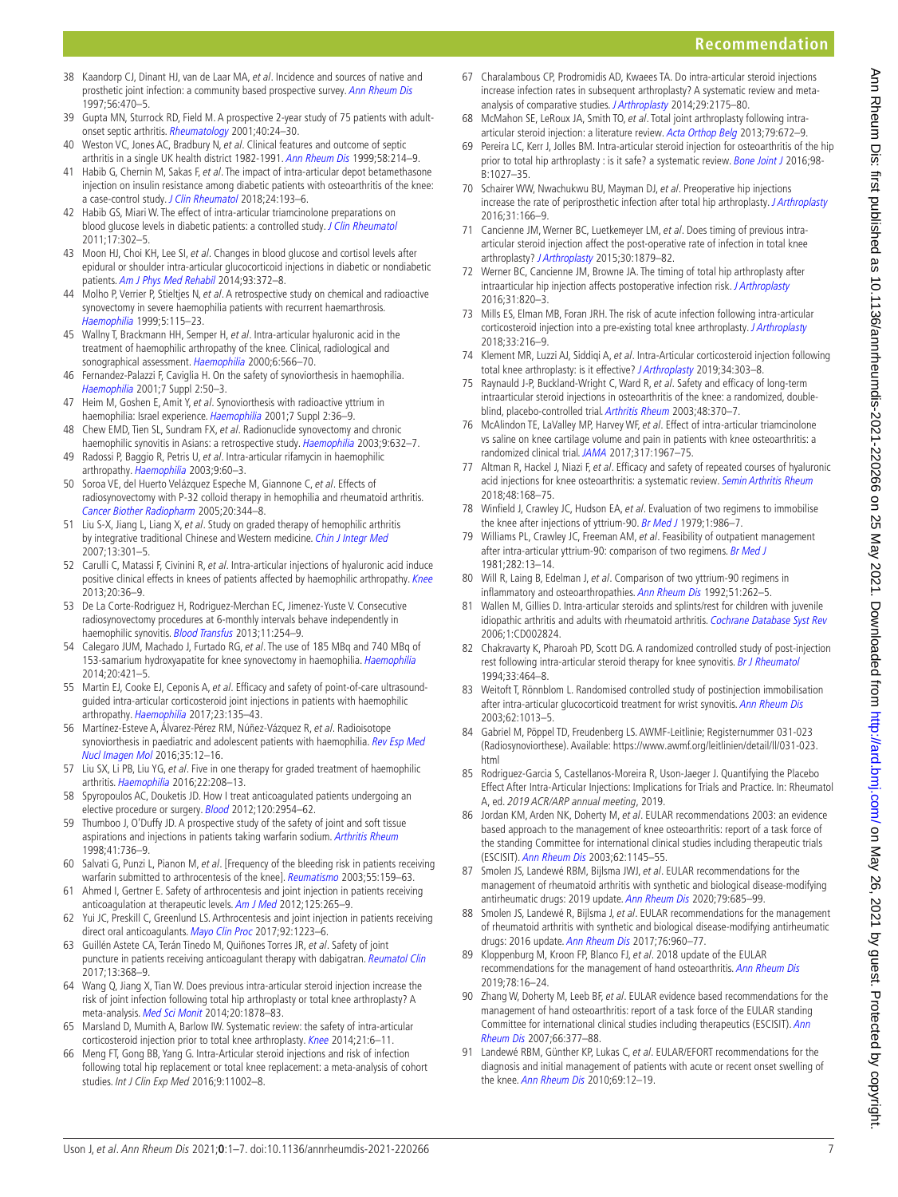38 Kaandorp CJ, Dinant HJ, van de Laar MA, *et al*. Incidence and sources of native and prosthetic joint infection: a community based prospective survey. *Ann Rheum Dis* 1997;56:470–5.
39 Gupta MN, Sturrock RD, Field M. A prospective 2-year study of 75 patients with adult-onset septic arthritis. *Rheumatology* 2001;40:24–30.
40 Weston VC, Jones AC, Bradbury N, *et al*. Clinical features and outcome of septic arthritis in a single UK health district 1982-1991. *Ann Rheum Dis* 1999;58:214–9.
41 Habib G, Chernin M, Sakas F, *et al*. The impact of intra-articular depot betamethasone injection on insulin resistance among diabetic patients with osteoarthritis of the knee: a case-control study. *J Clin Rheumatol* 2018;24:193–6.
42 Habib GS, Miari W. The effect of intra-articular triamcinolone preparations on blood glucose levels in diabetic patients: a controlled study. *J Clin Rheumatol* 2011;17:302–5.
43 Moon HJ, Choi KH, Lee SI, *et al*. Changes in blood glucose and cortisol levels after epidural or shoulder intra-articular glucocorticoid injections in diabetic or nondiabetic patients. *Am J Phys Med Rehabil* 2014;93:372–8.
44 Molho P, Verrier P, Stieltjes N, *et al*. A retrospective study on chemical and radioactive synovectomy in severe haemophilia patients with recurrent haemarthrosis. *Haemophilia* 1999;5:115–23.
45 Wallny T, Brackmann HH, Semper H, *et al*. Intra-articular hyaluronic acid in the treatment of haemophilic arthropathy of the knee. Clinical, radiological and sonographical assessment. *Haemophilia* 2000;6:566–70.
46 Fernandez-Palazzi F, Caviglia H. On the safety of synoviorthesis in haemophilia. *Haemophilia* 2001;7 Suppl 2:50–3.
47 Heim M, Goshen E, Amit Y, *et al*. Synoviorthesis with radioactive yttrium in haemophilia: Israel experience. *Haemophilia* 2001;7 Suppl 2:36–9.
48 Chew EMD, Tien SL, Sundram FX, *et al*. Radionuclide synovectomy and chronic haemophilic synovitis in Asians: a retrospective study. *Haemophilia* 2003;9:632–7.
49 Radossi P, Baggio R, Petris U, *et al*. Intra-articular rifamycin in haemophilic arthropathy. *Haemophilia* 2003;9:60–3.
50 Soroa VE, del Huerto Velázquez Espeche M, Giannone C, *et al*. Effects of radiosynovectomy with P-32 colloid therapy in hemophilia and rheumatoid arthritis. *Cancer Biother Radiopharm* 2005;20:344–8.
51 Liu S-X, Jiang L, Liang X, *et al*. Study on graded therapy of hemophilic arthritis by integrative traditional Chinese and Western medicine. *Chin J Integr Med* 2007;13:301–5.
52 Carulli C, Matassi F, Civinini R, *et al*. Intra-articular injections of hyaluronic acid induce positive clinical effects in knees of patients affected by haemophilic arthropathy. *Knee* 2013;20:36–9.
53 De La Corte-Rodriguez H, Rodriguez-Merchan EC, Jimenez-Yuste V. Consecutive radiosynovectomy procedures at 6-monthly intervals behave independently in haemophilic synovitis. *Blood Transfus* 2013;11:254–9.
54 Calegaro JUM, Machado J, Furtado RG, *et al*. The use of 185 MBq and 740 MBq of 153-samarium hydroxyapatite for knee synovectomy in haemophilia. *Haemophilia* 2014;20:421–5.
55 Martin EJ, Cooke EJ, Ceponis A, *et al*. Efficacy and safety of point-of-care ultrasound-guided intra-articular corticosteroid joint injections in patients with haemophilic arthropathy. *Haemophilia* 2017;23:135–43.
56 Martínez-Esteve A, Álvarez-Pérez RM, Núñez-Vázquez R, *et al*. Radioisotope synoviorthesis in paediatric and adolescent patients with haemophilia. *Rev Esp Med Nucl Imagen Mol* 2016;35:12–16.
57 Liu SX, Li PB, Liu YG, *et al*. Five in one therapy for graded treatment of haemophilic arthritis. *Haemophilia* 2016;22:208–13.
58 Spyropoulos AC, Douketis JD. How I treat anticoagulated patients undergoing an elective procedure or surgery. *Blood* 2012;120:2954–62.
59 Thumboo J, O'Duffy JD. A prospective study of the safety of joint and soft tissue aspirations and injections in patients taking warfarin sodium. *Arthritis Rheum* 1998;41:736–9.
60 Salvati G, Punzi L, Pianon M, *et al*. [Frequency of the bleeding risk in patients receiving warfarin submitted to arthrocentesis of the knee]. *Reumatismo* 2003;55:159–63.
61 Ahmed I, Gertner E. Safety of arthrocentesis and joint injection in patients receiving anticoagulation at therapeutic levels. *Am J Med* 2012;125:265–9.
62 Yui JC, Preskill C, Greenlund LS. Arthrocentesis and joint injection in patients receiving direct oral anticoagulants. *Mayo Clin Proc* 2017;92:1223–6.
63 Guillén Astete CA, Terán Tinedo M, Quiñones Torres JR, *et al*. Safety of joint puncture in patients receiving anticoagulant therapy with dabigatran. *Reumatol Clin* 2017;13:368–9.
64 Wang Q, Jiang X, Tian W. Does previous intra-articular steroid injection increase the risk of joint infection following total hip arthroplasty or total knee arthroplasty? A meta-analysis. *Med Sci Monit* 2014;20:1878–83.
65 Marsland D, Mumith A, Barlow IW. Systematic review: the safety of intra-articular corticosteroid injection prior to total knee arthroplasty. *Knee* 2014;21:6–11.
66 Meng FT, Gong BB, Yang G. Intra-articular steroid injections and risk of infection following total hip replacement or total knee replacement: a meta-analysis of cohort studies. *Int J Clin Exp Med* 2016;9:11002–8.
67 Charalambous CP, Prodromidis AD, Kwaees TA. Do intra-articular steroid injections increase infection rates in subsequent arthroplasty? A systematic review and meta-analysis of comparative studies. *J Arthroplasty* 2014;29:2175–80.
68 McMahon SE, LeRoux JA, Smith TO, *et al*. Total joint arthroplasty following intra-articular steroid injection: a literature review. *Acta Orthop Belg* 2013;79:672–9.
69 Pereira LC, Kerr J, Jolles BM. Intra-articular steroid injection for osteoarthritis of the hip prior to total hip arthroplasty : is it safe? a systematic review. *Bone Joint J* 2016;98-B:1027–35.
70 Schairer WW, Nwachukwu BU, Mayman DJ, *et al*. Preoperative hip injections increase the rate of periprosthetic infection after total hip arthroplasty. *J Arthroplasty* 2016;31:166–9.
71 Cancienne JM, Werner BC, Luetkemeyer LM, *et al*. Does timing of previous intra-articular steroid injection affect the post-operative rate of infection in total knee arthroplasty? *J Arthroplasty* 2015;30:1879–82.
72 Werner BC, Cancienne JM, Browne JA. The timing of total hip arthroplasty after intraarticular hip injection affects postoperative infection risk. *J Arthroplasty* 2016;31:820–3.
73 Mills ES, Elman MB, Foran JRH. The risk of acute infection following intra-articular corticosteroid injection into a pre-existing total knee arthroplasty. *J Arthroplasty* 2018;33:216–9.
74 Klement MR, Luzzi AJ, Siddiqi A, *et al*. Intra-Articular corticosteroid injection following total knee arthroplasty: is it effective? *J Arthroplasty* 2019;34:303–8.
75 Raynauld J-P, Buckland-Wright C, Ward R, *et al*. Safety and efficacy of long-term intraarticular steroid injections in osteoarthritis of the knee: a randomized, double-blind, placebo-controlled trial. *Arthritis Rheum* 2003;48:370–7.
76 McAlindon TE, LaValley MP, Harvey WF, *et al*. Effect of intra-articular triamcinolone vs saline on knee cartilage volume and pain in patients with knee osteoarthritis: a randomized clinical trial. *JAMA* 2017;317:1967–75.
77 Altman R, Hackel J, Niazi F, *et al*. Efficacy and safety of repeated courses of hyaluronic acid injections for knee osteoarthritis: a systematic review. *Semin Arthritis Rheum* 2018;48:168–75.
78 Winfield J, Crawley JC, Hudson EA, *et al*. Evaluation of two regimens to immobilise the knee after injections of yttrium-90. *Br Med J* 1979;1:986–7.
79 Williams PL, Crawley JC, Freeman AM, *et al*. Feasibility of outpatient management after intra-articular yttrium-90: comparison of two regimens. *Br Med J* 1981;282:13–14.
80 Will R, Laing B, Edelman J, *et al*. Comparison of two yttrium-90 regimens in inflammatory and osteoarthropathies. *Ann Rheum Dis* 1992;51:262–5.
81 Wallen M, Gillies D. Intra-articular steroids and splints/rest for children with juvenile idiopathic arthritis and adults with rheumatoid arthritis. *Cochrane Database Syst Rev* 2006;1:CD002824.
82 Chakravarty K, Pharoah PD, Scott DG. A randomized controlled study of post-injection rest following intra-articular steroid therapy for knee synovitis. *Br J Rheumatol* 1994;33:464–8.
83 Weitoft T, Rönnblom L. Randomised controlled study of postinjection immobilisation after intra-articular glucocorticoid treatment for wrist synovitis. *Ann Rheum Dis* 2003;62:1013–5.
84 Gabriel M, Pöppel TD, Freudenberg LS. AWMF-Leitlinie; Registernummer 031-023 (Radiosynoviorthese). Available: https://www.awmf.org/leitlinien/detail/ll/031-023.html
85 Rodriguez-Garcia S, Castellanos-Moreira R, Uson-Jaeger J. Quantifying the Placebo Effect After Intra-Articular Injections: Implications for Trials and Practice. In: Rheumatol A, ed. *2019 ACR/ARP annual meeting*, 2019.
86 Jordan KM, Arden NK, Doherty M, *et al*. EULAR recommendations 2003: an evidence based approach to the management of knee osteoarthritis: report of a task force of the standing Committee for international clinical studies including therapeutic trials (ESCISIT). *Ann Rheum Dis* 2003;62:1145–55.
87 Smolen JS, Landewé RBM, Bijlsma JWJ, *et al*. EULAR recommendations for the management of rheumatoid arthritis with synthetic and biological disease-modifying antirheumatic drugs: 2019 update. *Ann Rheum Dis* 2020;79:685–99.
88 Smolen JS, Landewé R, Bijlsma J, *et al*. EULAR recommendations for the management of rheumatoid arthritis with synthetic and biological disease-modifying antirheumatic drugs: 2016 update. *Ann Rheum Dis* 2017;76:960–77.
89 Kloppenburg M, Kroon FP, Blanco FJ, *et al*. 2018 update of the EULAR recommendations for the management of hand osteoarthritis. *Ann Rheum Dis* 2019;78:16–24.
90 Zhang W, Doherty M, Leeb BF, *et al*. EULAR evidence based recommendations for the management of hand osteoarthritis: report of a task force of the EULAR standing Committee for international clinical studies including therapeutics (ESCISIT). *Ann Rheum Dis* 2007;66:377–88.
91 Landewé RBM, Günther KP, Lukas C, *et al*. EULAR/EFORT recommendations for the diagnosis and initial management of patients with acute or recent onset swelling of the knee. *Ann Rheum Dis* 2010;69:12–19.